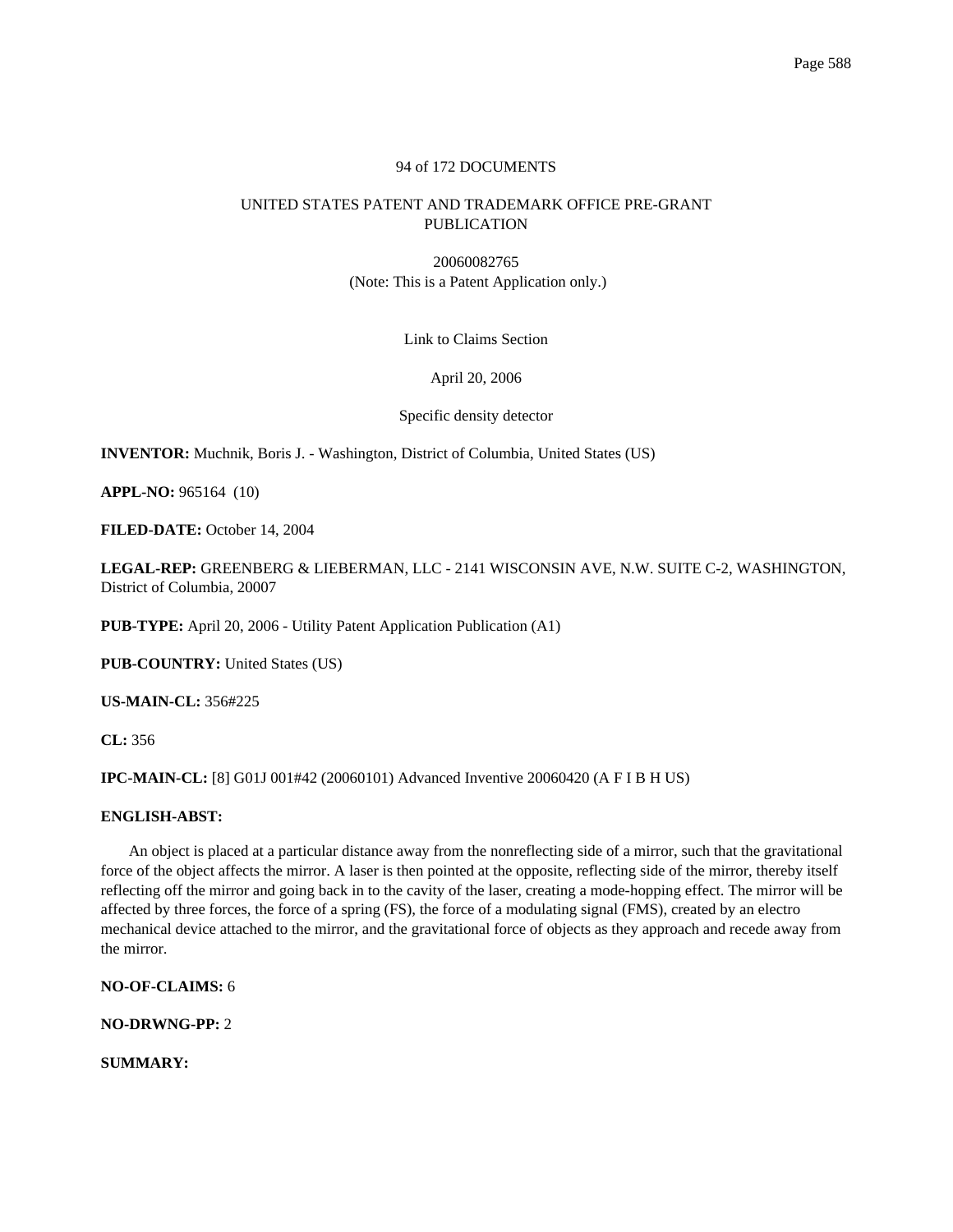94 of 172 DOCUMENTS

UNITED STATES PATENT AND TRADEMARK OFFICE PRE-GRANT PUBLICATION

20060082765
(Note: This is a Patent Application only.)

Link to Claims Section

April 20, 2006

Specific density detector

**INVENTOR:** Muchnik, Boris J. - Washington, District of Columbia, United States (US)

**APPL-NO:** 965164 (10)

**FILED-DATE:** October 14, 2004

**LEGAL-REP:** GREENBERG & LIEBERMAN, LLC - 2141 WISCONSIN AVE, N.W. SUITE C-2, WASHINGTON, District of Columbia, 20007

**PUB-TYPE:** April 20, 2006 - Utility Patent Application Publication (A1)

**PUB-COUNTRY:** United States (US)

**US-MAIN-CL:** 356#225

**CL:** 356

**IPC-MAIN-CL:** [8] G01J 001#42 (20060101) Advanced Inventive 20060420 (A F I B H US)

**ENGLISH-ABST:**

An object is placed at a particular distance away from the nonreflecting side of a mirror, such that the gravitational force of the object affects the mirror. A laser is then pointed at the opposite, reflecting side of the mirror, thereby itself reflecting off the mirror and going back in to the cavity of the laser, creating a mode-hopping effect. The mirror will be affected by three forces, the force of a spring (FS), the force of a modulating signal (FMS), created by an electro mechanical device attached to the mirror, and the gravitational force of objects as they approach and recede away from the mirror.

**NO-OF-CLAIMS:** 6

**NO-DRWNG-PP:** 2

**SUMMARY:**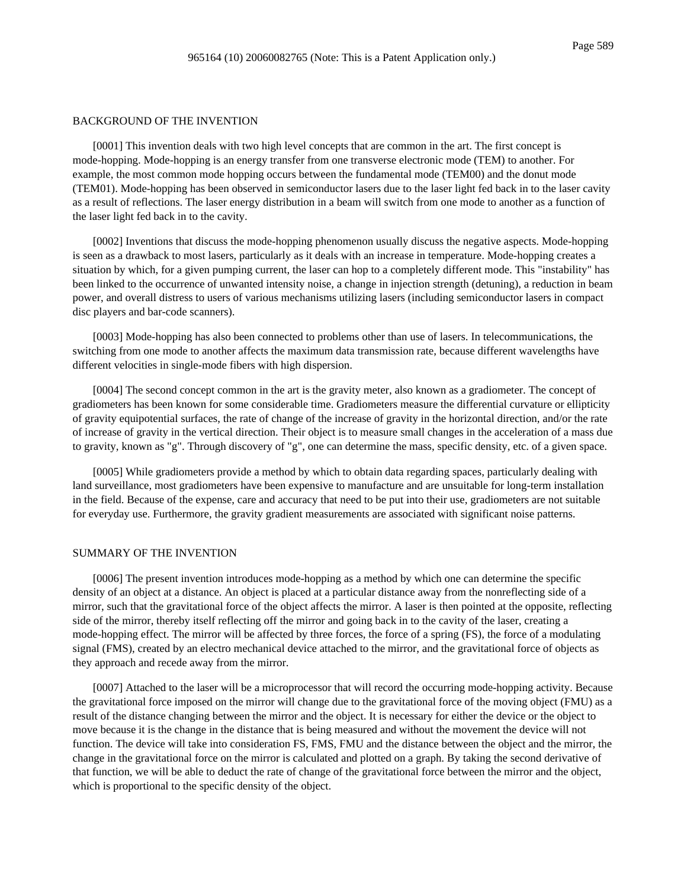## BACKGROUND OF THE INVENTION

[0001] This invention deals with two high level concepts that are common in the art. The first concept is mode-hopping. Mode-hopping is an energy transfer from one transverse electronic mode (TEM) to another. For example, the most common mode hopping occurs between the fundamental mode (TEM00) and the donut mode (TEM01). Mode-hopping has been observed in semiconductor lasers due to the laser light fed back in to the laser cavity as a result of reflections. The laser energy distribution in a beam will switch from one mode to another as a function of the laser light fed back in to the cavity.

[0002] Inventions that discuss the mode-hopping phenomenon usually discuss the negative aspects. Mode-hopping is seen as a drawback to most lasers, particularly as it deals with an increase in temperature. Mode-hopping creates a situation by which, for a given pumping current, the laser can hop to a completely different mode. This "instability" has been linked to the occurrence of unwanted intensity noise, a change in injection strength (detuning), a reduction in beam power, and overall distress to users of various mechanisms utilizing lasers (including semiconductor lasers in compact disc players and bar-code scanners).

[0003] Mode-hopping has also been connected to problems other than use of lasers. In telecommunications, the switching from one mode to another affects the maximum data transmission rate, because different wavelengths have different velocities in single-mode fibers with high dispersion.

[0004] The second concept common in the art is the gravity meter, also known as a gradiometer. The concept of gradiometers has been known for some considerable time. Gradiometers measure the differential curvature or ellipticity of gravity equipotential surfaces, the rate of change of the increase of gravity in the horizontal direction, and/or the rate of increase of gravity in the vertical direction. Their object is to measure small changes in the acceleration of a mass due to gravity, known as "g". Through discovery of "g", one can determine the mass, specific density, etc. of a given space.

[0005] While gradiometers provide a method by which to obtain data regarding spaces, particularly dealing with land surveillance, most gradiometers have been expensive to manufacture and are unsuitable for long-term installation in the field. Because of the expense, care and accuracy that need to be put into their use, gradiometers are not suitable for everyday use. Furthermore, the gravity gradient measurements are associated with significant noise patterns.

## SUMMARY OF THE INVENTION

[0006] The present invention introduces mode-hopping as a method by which one can determine the specific density of an object at a distance. An object is placed at a particular distance away from the nonreflecting side of a mirror, such that the gravitational force of the object affects the mirror. A laser is then pointed at the opposite, reflecting side of the mirror, thereby itself reflecting off the mirror and going back in to the cavity of the laser, creating a mode-hopping effect. The mirror will be affected by three forces, the force of a spring (FS), the force of a modulating signal (FMS), created by an electro mechanical device attached to the mirror, and the gravitational force of objects as they approach and recede away from the mirror.

[0007] Attached to the laser will be a microprocessor that will record the occurring mode-hopping activity. Because the gravitational force imposed on the mirror will change due to the gravitational force of the moving object (FMU) as a result of the distance changing between the mirror and the object. It is necessary for either the device or the object to move because it is the change in the distance that is being measured and without the movement the device will not function. The device will take into consideration FS, FMS, FMU and the distance between the object and the mirror, the change in the gravitational force on the mirror is calculated and plotted on a graph. By taking the second derivative of that function, we will be able to deduct the rate of change of the gravitational force between the mirror and the object, which is proportional to the specific density of the object.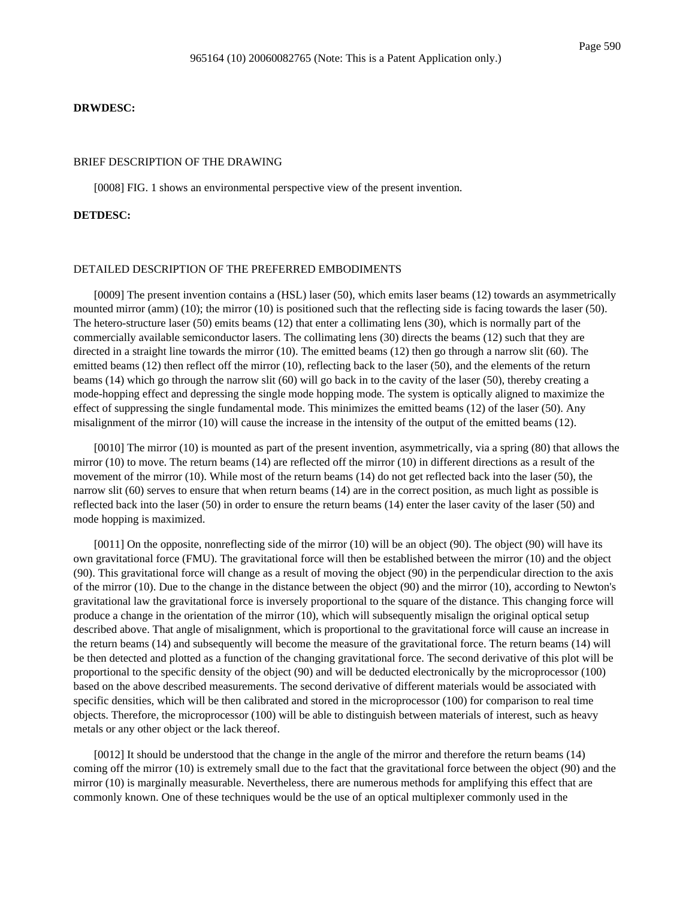**DRWDESC:**

BRIEF DESCRIPTION OF THE DRAWING

[0008] FIG. 1 shows an environmental perspective view of the present invention.

**DETDESC:**

DETAILED DESCRIPTION OF THE PREFERRED EMBODIMENTS

[0009] The present invention contains a (HSL) laser (50), which emits laser beams (12) towards an asymmetrically mounted mirror (amm) (10); the mirror (10) is positioned such that the reflecting side is facing towards the laser (50). The hetero-structure laser (50) emits beams (12) that enter a collimating lens (30), which is normally part of the commercially available semiconductor lasers. The collimating lens (30) directs the beams (12) such that they are directed in a straight line towards the mirror (10). The emitted beams (12) then go through a narrow slit (60). The emitted beams (12) then reflect off the mirror (10), reflecting back to the laser (50), and the elements of the return beams (14) which go through the narrow slit (60) will go back in to the cavity of the laser (50), thereby creating a mode-hopping effect and depressing the single mode hopping mode. The system is optically aligned to maximize the effect of suppressing the single fundamental mode. This minimizes the emitted beams (12) of the laser (50). Any misalignment of the mirror (10) will cause the increase in the intensity of the output of the emitted beams (12).

[0010] The mirror (10) is mounted as part of the present invention, asymmetrically, via a spring (80) that allows the mirror (10) to move. The return beams (14) are reflected off the mirror (10) in different directions as a result of the movement of the mirror (10). While most of the return beams (14) do not get reflected back into the laser (50), the narrow slit (60) serves to ensure that when return beams (14) are in the correct position, as much light as possible is reflected back into the laser (50) in order to ensure the return beams (14) enter the laser cavity of the laser (50) and mode hopping is maximized.

[0011] On the opposite, nonreflecting side of the mirror (10) will be an object (90). The object (90) will have its own gravitational force (FMU). The gravitational force will then be established between the mirror (10) and the object (90). This gravitational force will change as a result of moving the object (90) in the perpendicular direction to the axis of the mirror (10). Due to the change in the distance between the object (90) and the mirror (10), according to Newton's gravitational law the gravitational force is inversely proportional to the square of the distance. This changing force will produce a change in the orientation of the mirror (10), which will subsequently misalign the original optical setup described above. That angle of misalignment, which is proportional to the gravitational force will cause an increase in the return beams (14) and subsequently will become the measure of the gravitational force. The return beams (14) will be then detected and plotted as a function of the changing gravitational force. The second derivative of this plot will be proportional to the specific density of the object (90) and will be deducted electronically by the microprocessor (100) based on the above described measurements. The second derivative of different materials would be associated with specific densities, which will be then calibrated and stored in the microprocessor (100) for comparison to real time objects. Therefore, the microprocessor (100) will be able to distinguish between materials of interest, such as heavy metals or any other object or the lack thereof.

[0012] It should be understood that the change in the angle of the mirror and therefore the return beams (14) coming off the mirror (10) is extremely small due to the fact that the gravitational force between the object (90) and the mirror (10) is marginally measurable. Nevertheless, there are numerous methods for amplifying this effect that are commonly known. One of these techniques would be the use of an optical multiplexer commonly used in the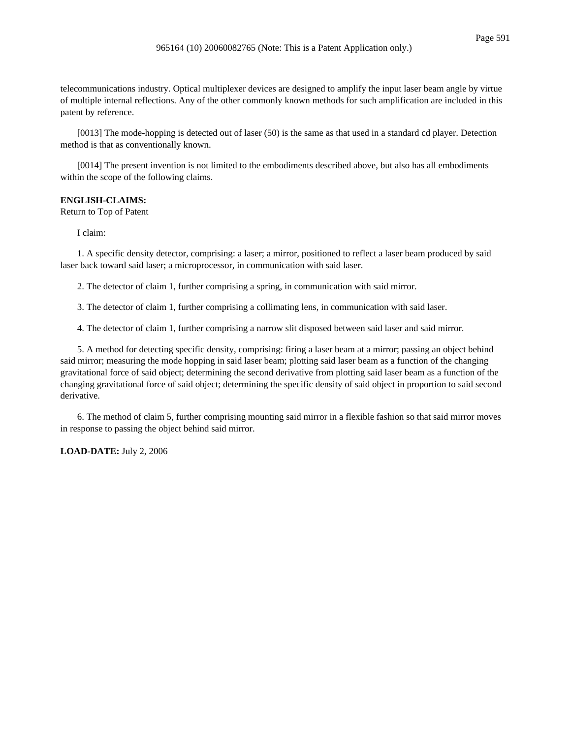telecommunications industry. Optical multiplexer devices are designed to amplify the input laser beam angle by virtue of multiple internal reflections. Any of the other commonly known methods for such amplification are included in this patent by reference.

[0013] The mode-hopping is detected out of laser (50) is the same as that used in a standard cd player. Detection method is that as conventionally known.

[0014] The present invention is not limited to the embodiments described above, but also has all embodiments within the scope of the following claims.

**ENGLISH-CLAIMS:**
Return to Top of Patent

I claim:

1. A specific density detector, comprising: a laser; a mirror, positioned to reflect a laser beam produced by said laser back toward said laser; a microprocessor, in communication with said laser.

2. The detector of claim 1, further comprising a spring, in communication with said mirror.

3. The detector of claim 1, further comprising a collimating lens, in communication with said laser.

4. The detector of claim 1, further comprising a narrow slit disposed between said laser and said mirror.

5. A method for detecting specific density, comprising: firing a laser beam at a mirror; passing an object behind said mirror; measuring the mode hopping in said laser beam; plotting said laser beam as a function of the changing gravitational force of said object; determining the second derivative from plotting said laser beam as a function of the changing gravitational force of said object; determining the specific density of said object in proportion to said second derivative.

6. The method of claim 5, further comprising mounting said mirror in a flexible fashion so that said mirror moves in response to passing the object behind said mirror.

**LOAD-DATE:** July 2, 2006